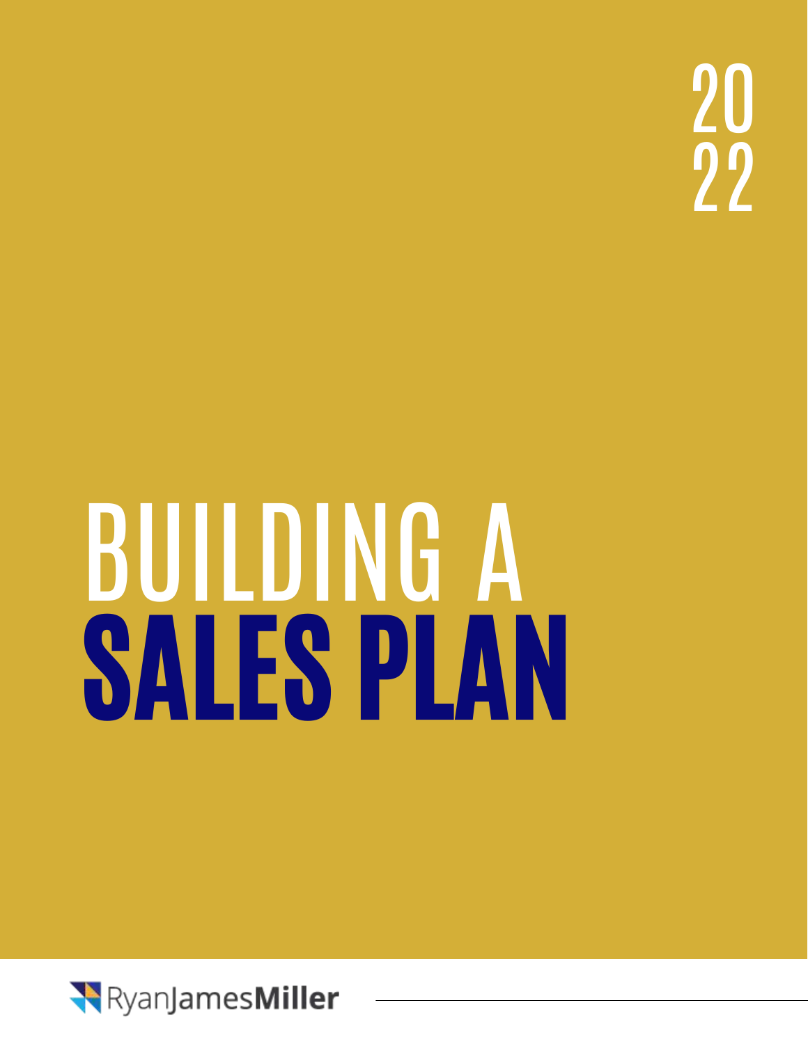2022

# BUILDING A SALES PLAN

RyanJamesMiller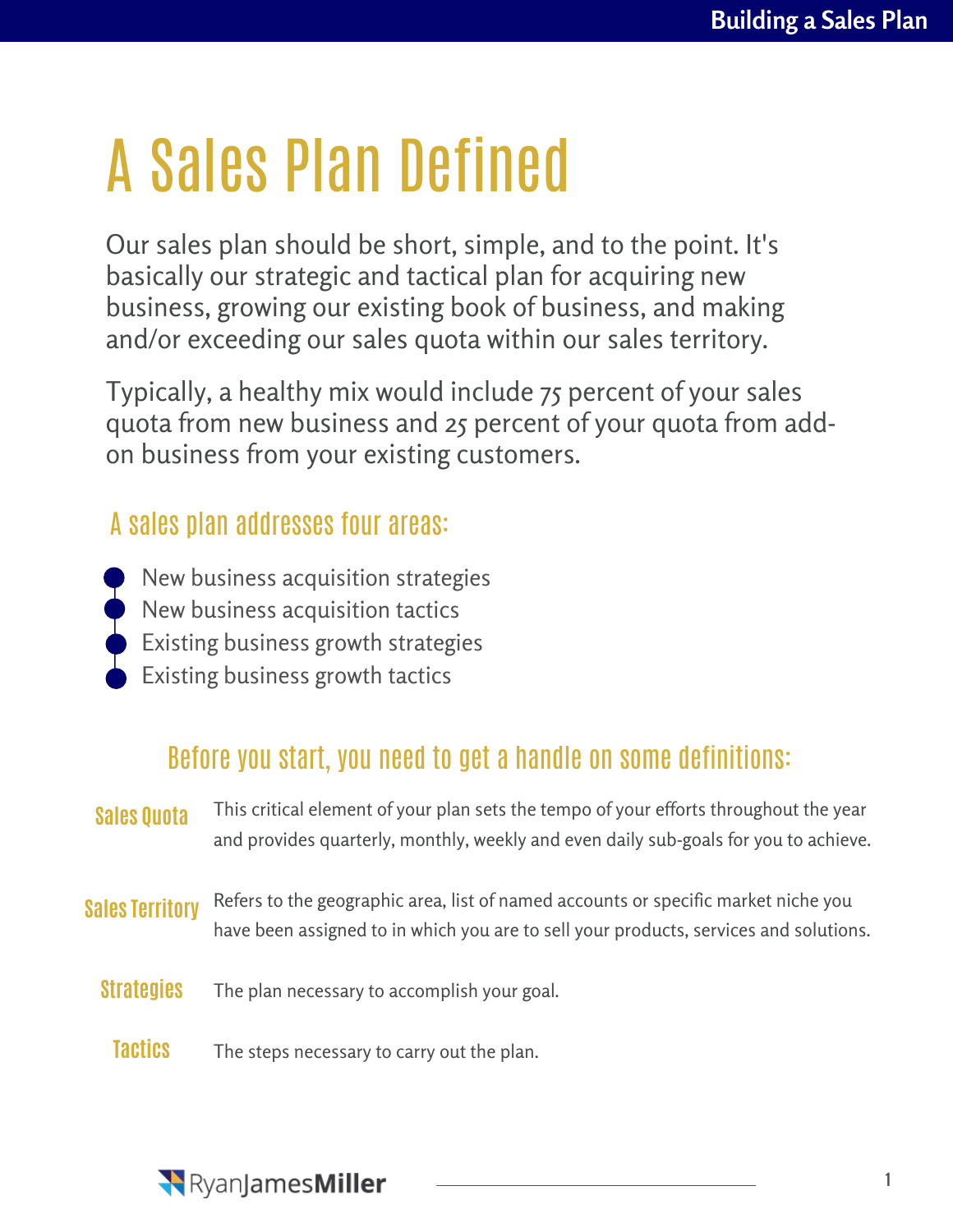# A Sales Plan Defined

Our sales plan should be short, simple, and to the point. It's basically our strategic and tactical plan for acquiring new business, growing our existing book of business, and making and/or exceeding our sales quota within our sales territory.

Typically, a healthy mix would include 75 percent of your sales quota from new business and 25 percent of your quota from add-on business from your existing customers.

## A sales plan addresses four areas:

- New business acquisition strategies
- New business acquisition tactics
- Existing business growth strategies
- Existing business growth tactics

## Before you start, you need to get a handle on some definitions:

**Sales Quota** This critical element of your plan sets the tempo of your efforts throughout the year and provides quarterly, monthly, weekly and even daily sub-goals for you to achieve.

**Sales Territory** Refers to the geographic area, list of named accounts or specific market niche you have been assigned to in which you are to sell your products, services and solutions.

**Strategies** The plan necessary to accomplish your goal.

**Tactics** The steps necessary to carry out the plan.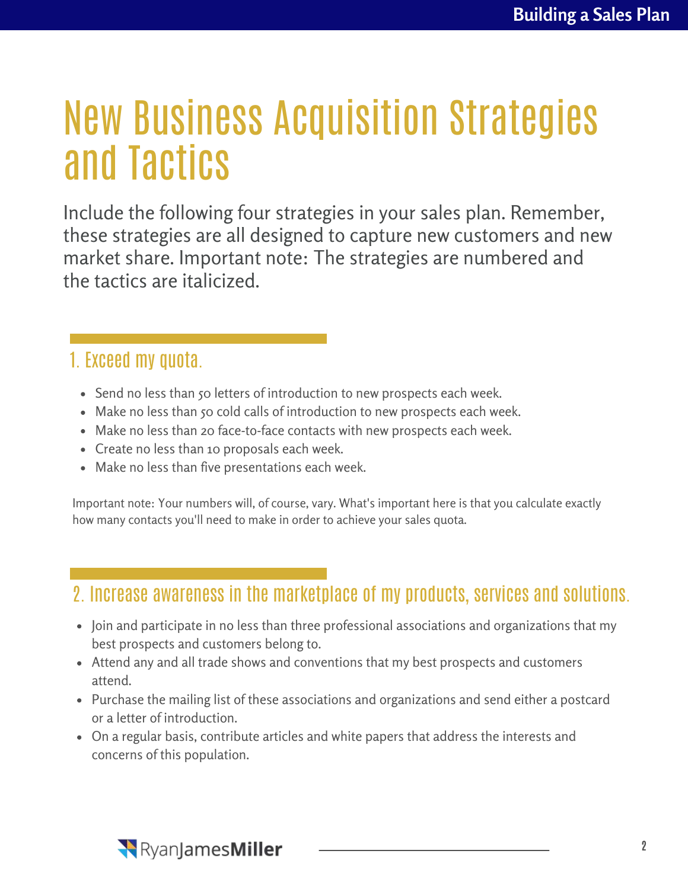# New Business Acquisition Strategies and Tactics

Include the following four strategies in your sales plan. Remember, these strategies are all designed to capture new customers and new market share. Important note: The strategies are numbered and the tactics are italicized.

## 1. Exceed my quota.

- Send no less than 50 letters of introduction to new prospects each week.
- Make no less than 50 cold calls of introduction to new prospects each week.
- Make no less than 20 face-to-face contacts with new prospects each week.
- Create no less than 10 proposals each week.
- Make no less than five presentations each week.

Important note: Your numbers will, of course, vary. What's important here is that you calculate exactly how many contacts you'll need to make in order to achieve your sales quota.

## 2. Increase awareness in the marketplace of my products, services and solutions.

- Join and participate in no less than three professional associations and organizations that my best prospects and customers belong to.
- Attend any and all trade shows and conventions that my best prospects and customers attend.
- Purchase the mailing list of these associations and organizations and send either a postcard or a letter of introduction.
- On a regular basis, contribute articles and white papers that address the interests and concerns of this population.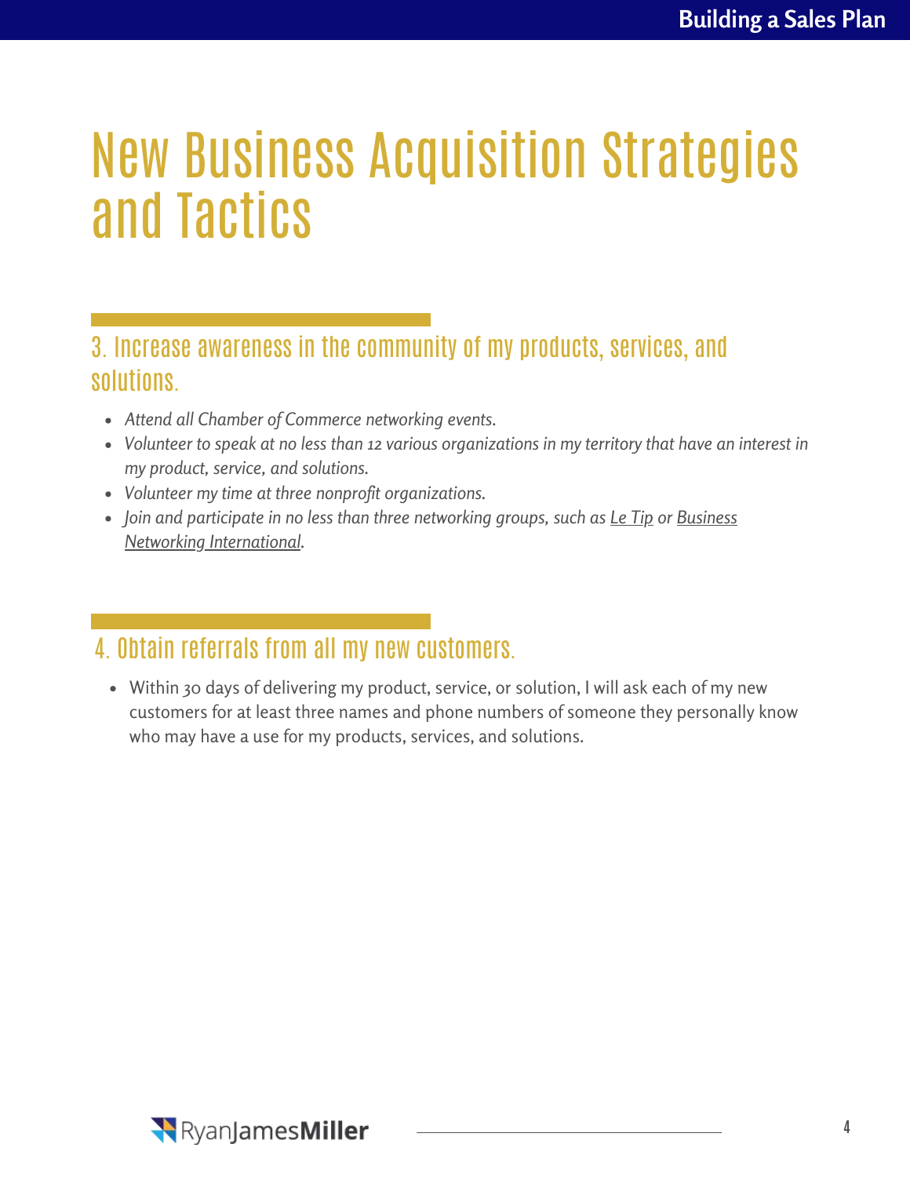# New Business Acquisition Strategies and Tactics

## 3. Increase awareness in the community of my products, services, and solutions.

- *Attend all Chamber of Commerce networking events.*
- *Volunteer to speak at no less than 12 various organizations in my territory that have an interest in my product, service, and solutions.*
- *Volunteer my time at three nonprofit organizations.*
- *Join and participate in no less than three networking groups, such as Le Tip or Business Networking International.*

## 4. Obtain referrals from all my new customers.

- Within 30 days of delivering my product, service, or solution, I will ask each of my new customers for at least three names and phone numbers of someone they personally know who may have a use for my products, services, and solutions.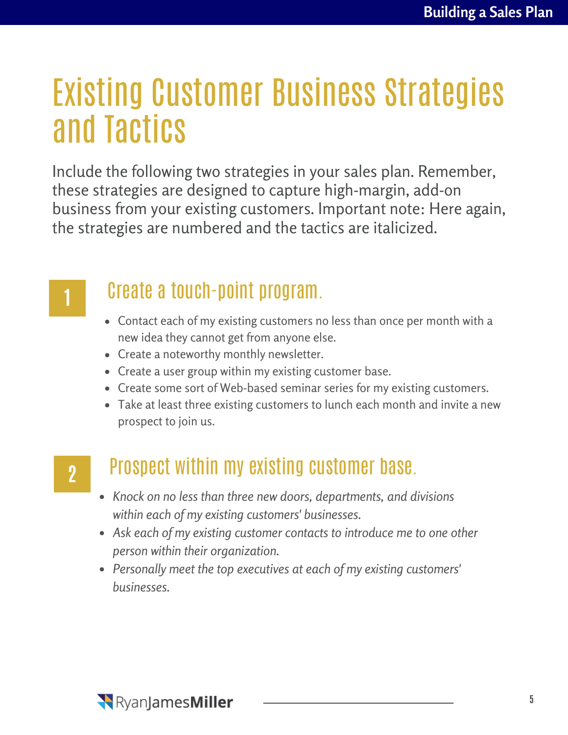# Existing Customer Business Strategies and Tactics

Include the following two strategies in your sales plan. Remember, these strategies are designed to capture high-margin, add-on business from your existing customers. Important note: Here again, the strategies are numbered and the tactics are italicized.

## 1 Create a touch-point program.

- Contact each of my existing customers no less than once per month with a new idea they cannot get from anyone else.
- Create a noteworthy monthly newsletter.
- Create a user group within my existing customer base.
- Create some sort of Web-based seminar series for my existing customers.
- Take at least three existing customers to lunch each month and invite a new prospect to join us.

## 2 Prospect within my existing customer base.

- *Knock on no less than three new doors, departments, and divisions within each of my existing customers' businesses.*
- *Ask each of my existing customer contacts to introduce me to one other person within their organization.*
- *Personally meet the top executives at each of my existing customers' businesses.*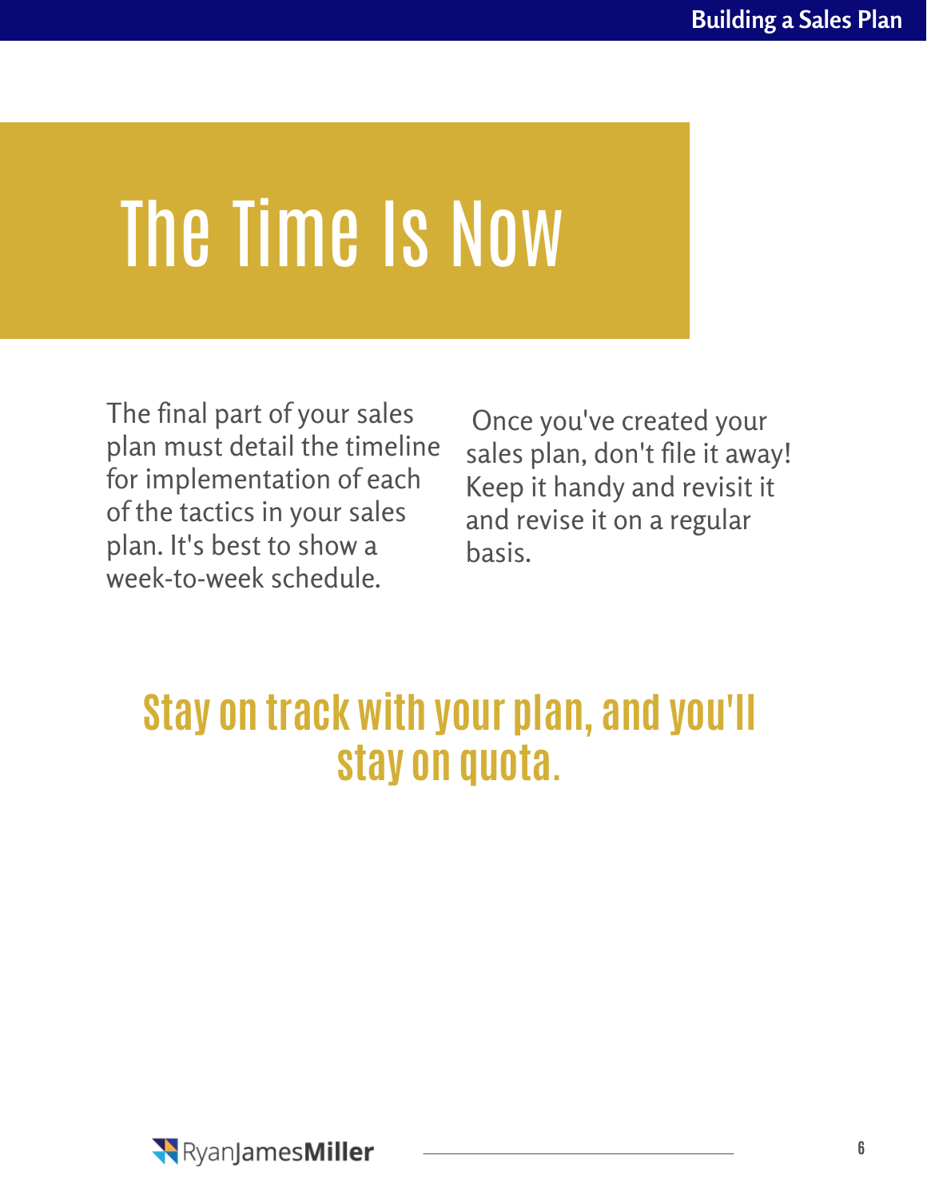# The Time Is Now

The final part of your sales plan must detail the timeline for implementation of each of the tactics in your sales plan. It's best to show a week-to-week schedule.

Once you've created your sales plan, don't file it away! Keep it handy and revisit it and revise it on a regular basis.

## Stay on track with your plan, and you'll stay on quota.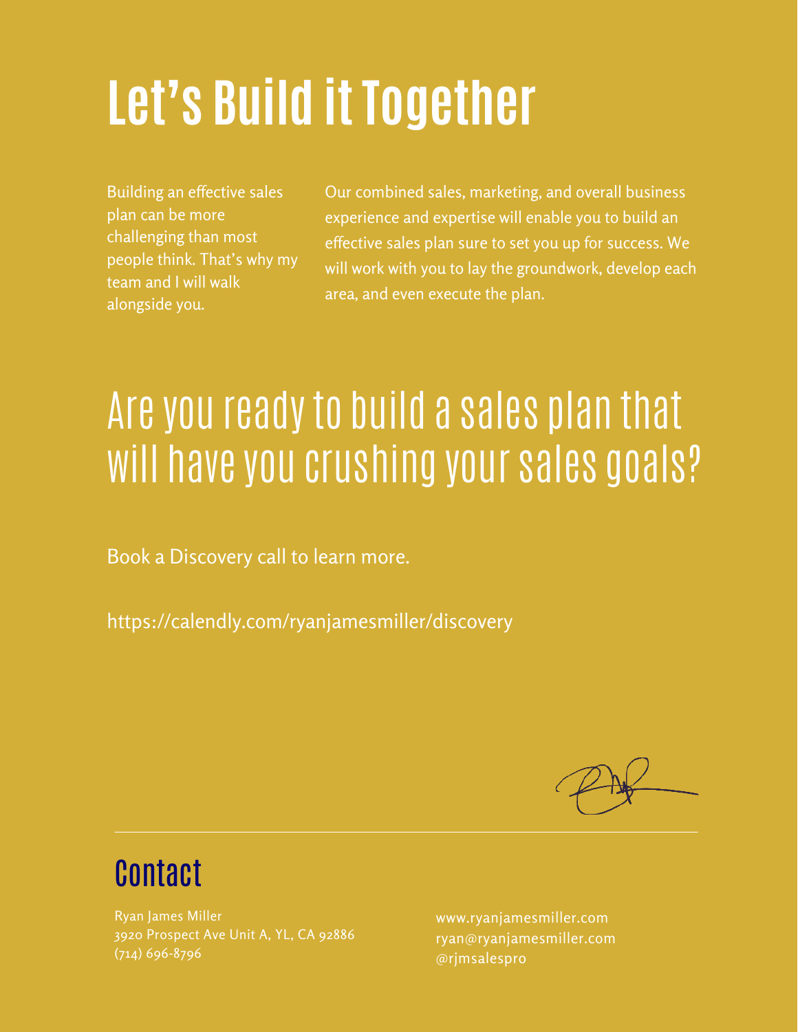# Let's Build it Together

Building an effective sales plan can be more challenging than most people think. That's why my team and I will walk alongside you.

Our combined sales, marketing, and overall business experience and expertise will enable you to build an effective sales plan sure to set you up for success. We will work with you to lay the groundwork, develop each area, and even execute the plan.

## Are you ready to build a sales plan that will have you crushing your sales goals?

Book a Discovery call to learn more.

https://calendly.com/ryanjamesmiller/discovery

## Contact

Ryan James Miller
3920 Prospect Ave Unit A, YL, CA 92886
(714) 696-8796

www.ryanjamesmiller.com
ryan@ryanjamesmiller.com
@rjmsalespro